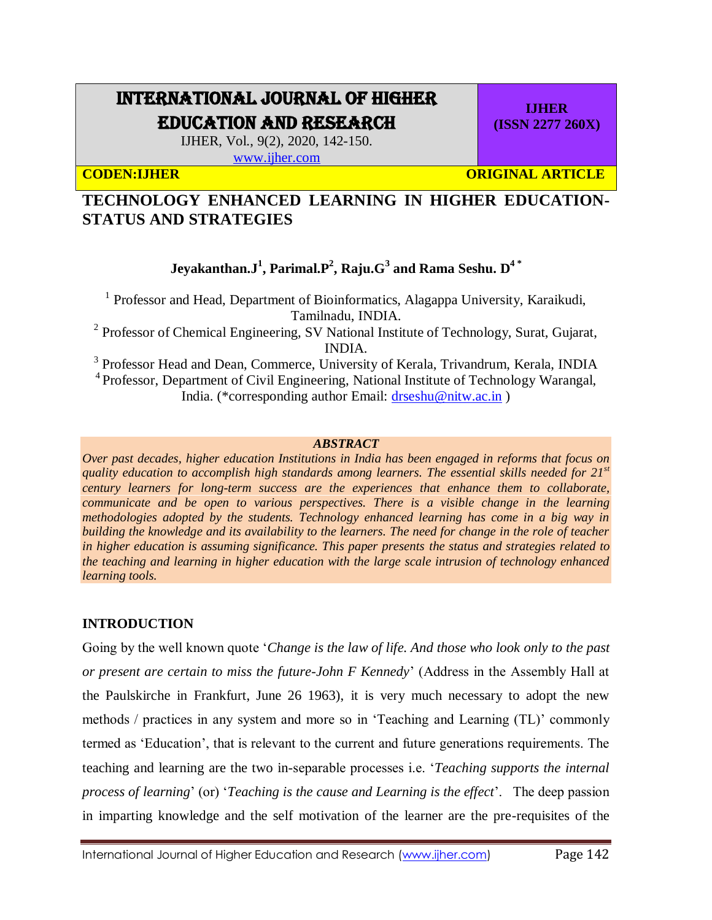# INTERNATIONAL JOURNAL OF HIGHER EDUCATION AND RESEARCH

IJHER, Vol., 9(2), 2020, 142-150.
www.ijher.com

**IJHER (ISSN 2277 260X)**

**CODEN:IJHER** **ORIGINAL ARTICLE**

## TECHNOLOGY ENHANCED LEARNING IN HIGHER EDUCATION-STATUS AND STRATEGIES

**Jeyakanthan.J[1], Parimal.P[2], Raju.G[3] and Rama Seshu. D[4 *]**

[1] Professor and Head, Department of Bioinformatics, Alagappa University, Karaikudi, Tamilnadu, INDIA.

[2] Professor of Chemical Engineering, SV National Institute of Technology, Surat, Gujarat, INDIA.

[3] Professor Head and Dean, Commerce, University of Kerala, Trivandrum, Kerala, INDIA

[4] Professor, Department of Civil Engineering, National Institute of Technology Warangal, India. (*corresponding author Email: drseshu@nitw.ac.in )

***ABSTRACT***

*Over past decades, higher education Institutions in India has been engaged in reforms that focus on quality education to accomplish high standards among learners. The essential skills needed for 21st century learners for long-term success are the experiences that enhance them to collaborate, communicate and be open to various perspectives. There is a visible change in the learning methodologies adopted by the students. Technology enhanced learning has come in a big way in building the knowledge and its availability to the learners. The need for change in the role of teacher in higher education is assuming significance. This paper presents the status and strategies related to the teaching and learning in higher education with the large scale intrusion of technology enhanced learning tools.*

## INTRODUCTION

Going by the well known quote '*Change is the law of life. And those who look only to the past or present are certain to miss the future-John F Kennedy*' (Address in the Assembly Hall at the Paulskirche in Frankfurt, June 26 1963), it is very much necessary to adopt the new methods / practices in any system and more so in 'Teaching and Learning (TL)' commonly termed as 'Education', that is relevant to the current and future generations requirements. The teaching and learning are the two in-separable processes i.e. '*Teaching supports the internal process of learning*' (or) '*Teaching is the cause and Learning is the effect*'. The deep passion in imparting knowledge and the self motivation of the learner are the pre-requisites of the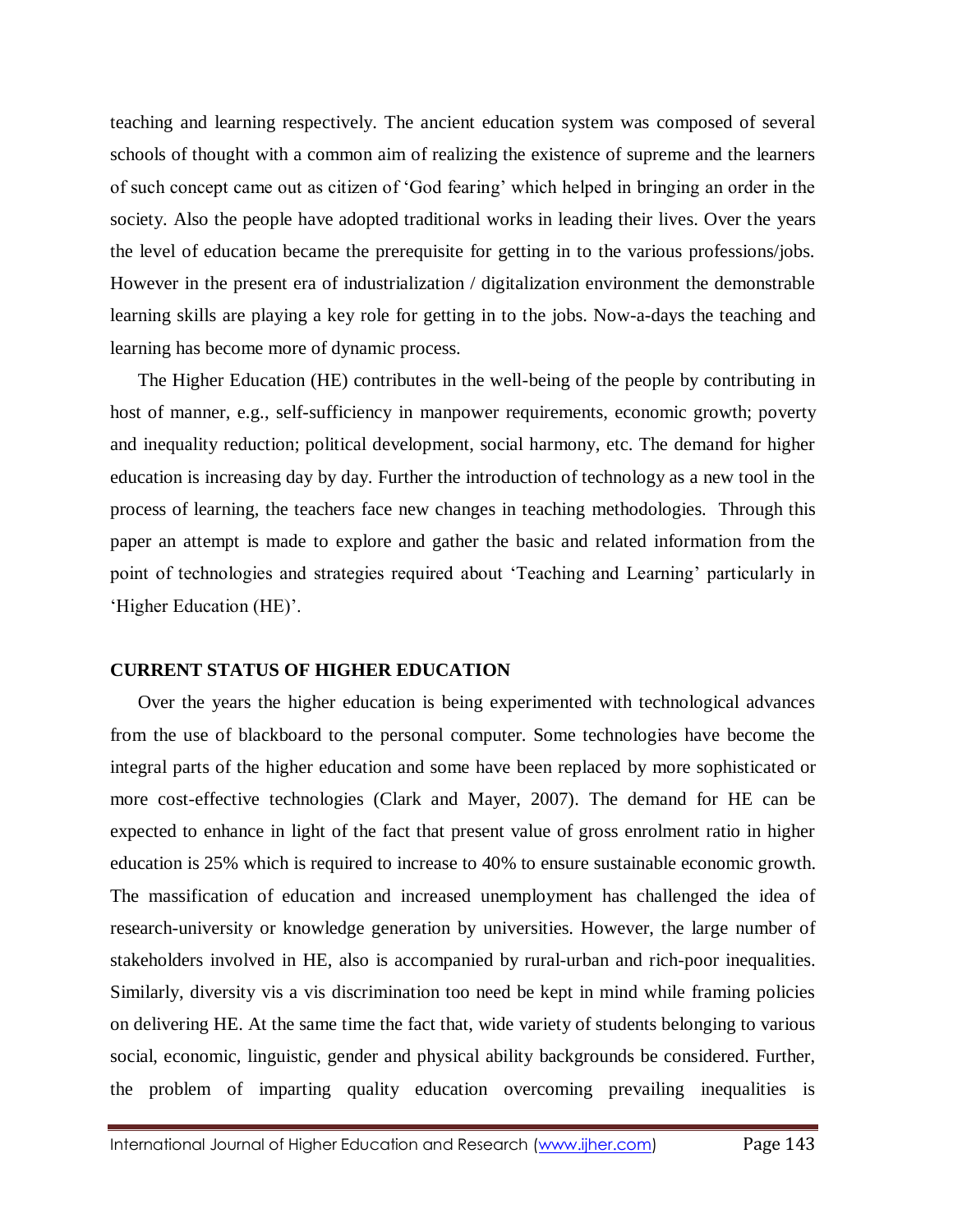teaching and learning respectively. The ancient education system was composed of several schools of thought with a common aim of realizing the existence of supreme and the learners of such concept came out as citizen of 'God fearing' which helped in bringing an order in the society. Also the people have adopted traditional works in leading their lives. Over the years the level of education became the prerequisite for getting in to the various professions/jobs. However in the present era of industrialization / digitalization environment the demonstrable learning skills are playing a key role for getting in to the jobs. Now-a-days the teaching and learning has become more of dynamic process.

The Higher Education (HE) contributes in the well-being of the people by contributing in host of manner, e.g., self-sufficiency in manpower requirements, economic growth; poverty and inequality reduction; political development, social harmony, etc. The demand for higher education is increasing day by day. Further the introduction of technology as a new tool in the process of learning, the teachers face new changes in teaching methodologies. Through this paper an attempt is made to explore and gather the basic and related information from the point of technologies and strategies required about 'Teaching and Learning' particularly in 'Higher Education (HE)'.

## CURRENT STATUS OF HIGHER EDUCATION

Over the years the higher education is being experimented with technological advances from the use of blackboard to the personal computer. Some technologies have become the integral parts of the higher education and some have been replaced by more sophisticated or more cost-effective technologies (Clark and Mayer, 2007). The demand for HE can be expected to enhance in light of the fact that present value of gross enrolment ratio in higher education is 25% which is required to increase to 40% to ensure sustainable economic growth. The massification of education and increased unemployment has challenged the idea of research-university or knowledge generation by universities. However, the large number of stakeholders involved in HE, also is accompanied by rural-urban and rich-poor inequalities. Similarly, diversity vis a vis discrimination too need be kept in mind while framing policies on delivering HE. At the same time the fact that, wide variety of students belonging to various social, economic, linguistic, gender and physical ability backgrounds be considered. Further, the problem of imparting quality education overcoming prevailing inequalities is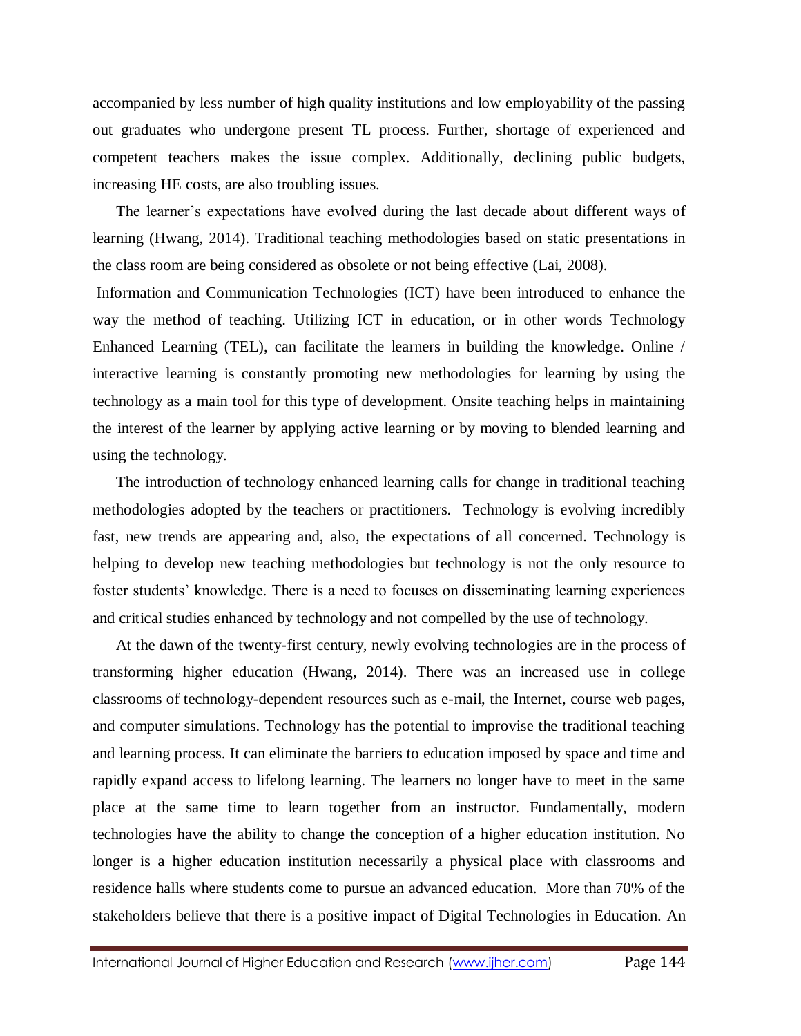accompanied by less number of high quality institutions and low employability of the passing out graduates who undergone present TL process. Further, shortage of experienced and competent teachers makes the issue complex. Additionally, declining public budgets, increasing HE costs, are also troubling issues.

The learner's expectations have evolved during the last decade about different ways of learning (Hwang, 2014). Traditional teaching methodologies based on static presentations in the class room are being considered as obsolete or not being effective (Lai, 2008).

Information and Communication Technologies (ICT) have been introduced to enhance the way the method of teaching. Utilizing ICT in education, or in other words Technology Enhanced Learning (TEL), can facilitate the learners in building the knowledge. Online / interactive learning is constantly promoting new methodologies for learning by using the technology as a main tool for this type of development. Onsite teaching helps in maintaining the interest of the learner by applying active learning or by moving to blended learning and using the technology.

The introduction of technology enhanced learning calls for change in traditional teaching methodologies adopted by the teachers or practitioners. Technology is evolving incredibly fast, new trends are appearing and, also, the expectations of all concerned. Technology is helping to develop new teaching methodologies but technology is not the only resource to foster students' knowledge. There is a need to focuses on disseminating learning experiences and critical studies enhanced by technology and not compelled by the use of technology.

At the dawn of the twenty-first century, newly evolving technologies are in the process of transforming higher education (Hwang, 2014). There was an increased use in college classrooms of technology-dependent resources such as e-mail, the Internet, course web pages, and computer simulations. Technology has the potential to improvise the traditional teaching and learning process. It can eliminate the barriers to education imposed by space and time and rapidly expand access to lifelong learning. The learners no longer have to meet in the same place at the same time to learn together from an instructor. Fundamentally, modern technologies have the ability to change the conception of a higher education institution. No longer is a higher education institution necessarily a physical place with classrooms and residence halls where students come to pursue an advanced education. More than 70% of the stakeholders believe that there is a positive impact of Digital Technologies in Education. An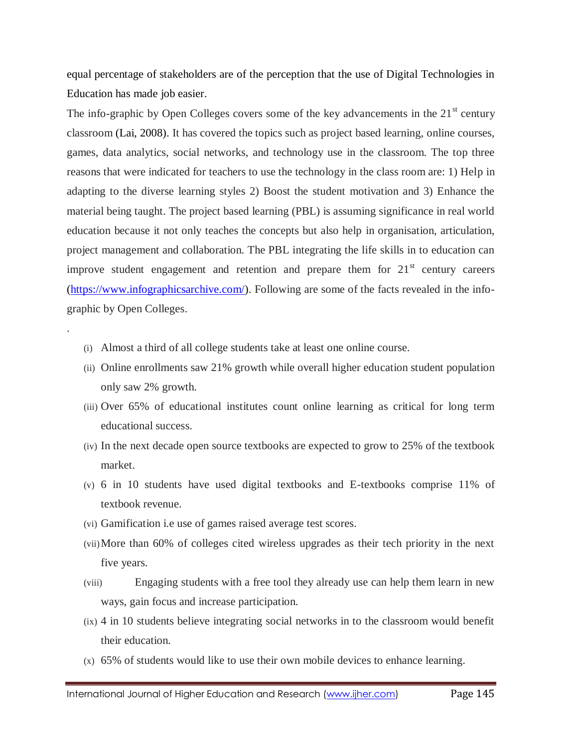equal percentage of stakeholders are of the perception that the use of Digital Technologies in Education has made job easier.

The info-graphic by Open Colleges covers some of the key advancements in the 21st century classroom (Lai, 2008). It has covered the topics such as project based learning, online courses, games, data analytics, social networks, and technology use in the classroom. The top three reasons that were indicated for teachers to use the technology in the class room are: 1) Help in adapting to the diverse learning styles 2) Boost the student motivation and 3) Enhance the material being taught. The project based learning (PBL) is assuming significance in real world education because it not only teaches the concepts but also help in organisation, articulation, project management and collaboration. The PBL integrating the life skills in to education can improve student engagement and retention and prepare them for 21st century careers (https://www.infographicsarchive.com/). Following are some of the facts revealed in the info-graphic by Open Colleges.

.

(i) Almost a third of all college students take at least one online course.

(ii) Online enrollments saw 21% growth while overall higher education student population only saw 2% growth.

(iii) Over 65% of educational institutes count online learning as critical for long term educational success.

(iv) In the next decade open source textbooks are expected to grow to 25% of the textbook market.

(v) 6 in 10 students have used digital textbooks and E-textbooks comprise 11% of textbook revenue.

(vi) Gamification i.e use of games raised average test scores.

(vii) More than 60% of colleges cited wireless upgrades as their tech priority in the next five years.

(viii) Engaging students with a free tool they already use can help them learn in new ways, gain focus and increase participation.

(ix) 4 in 10 students believe integrating social networks in to the classroom would benefit their education.

(x) 65% of students would like to use their own mobile devices to enhance learning.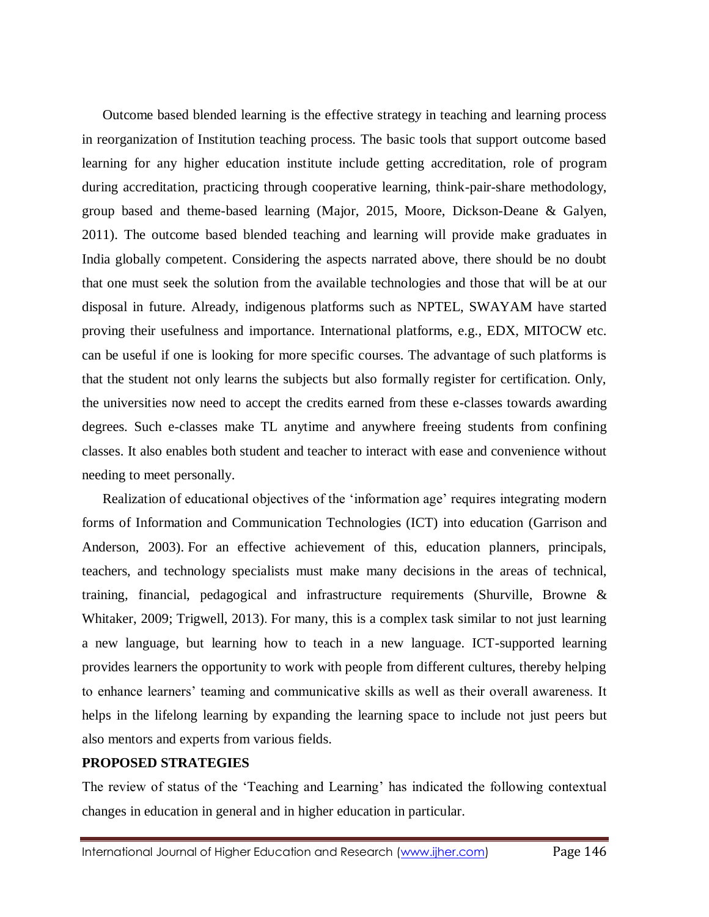Outcome based blended learning is the effective strategy in teaching and learning process in reorganization of Institution teaching process. The basic tools that support outcome based learning for any higher education institute include getting accreditation, role of program during accreditation, practicing through cooperative learning, think-pair-share methodology, group based and theme-based learning (Major, 2015, Moore, Dickson-Deane & Galyen, 2011). The outcome based blended teaching and learning will provide make graduates in India globally competent. Considering the aspects narrated above, there should be no doubt that one must seek the solution from the available technologies and those that will be at our disposal in future. Already, indigenous platforms such as NPTEL, SWAYAM have started proving their usefulness and importance. International platforms, e.g., EDX, MITOCW etc. can be useful if one is looking for more specific courses. The advantage of such platforms is that the student not only learns the subjects but also formally register for certification. Only, the universities now need to accept the credits earned from these e-classes towards awarding degrees. Such e-classes make TL anytime and anywhere freeing students from confining classes. It also enables both student and teacher to interact with ease and convenience without needing to meet personally.

Realization of educational objectives of the 'information age' requires integrating modern forms of Information and Communication Technologies (ICT) into education (Garrison and Anderson, 2003). For an effective achievement of this, education planners, principals, teachers, and technology specialists must make many decisions in the areas of technical, training, financial, pedagogical and infrastructure requirements (Shurville, Browne & Whitaker, 2009; Trigwell, 2013). For many, this is a complex task similar to not just learning a new language, but learning how to teach in a new language. ICT-supported learning provides learners the opportunity to work with people from different cultures, thereby helping to enhance learners' teaming and communicative skills as well as their overall awareness. It helps in the lifelong learning by expanding the learning space to include not just peers but also mentors and experts from various fields.

## PROPOSED STRATEGIES

The review of status of the 'Teaching and Learning' has indicated the following contextual changes in education in general and in higher education in particular.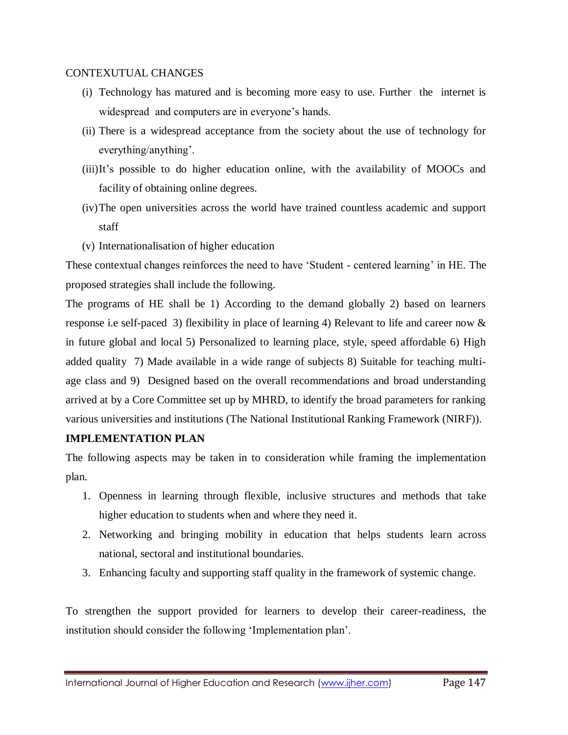CONTEXUTUAL CHANGES

(i) Technology has matured and is becoming more easy to use. Further the internet is widespread and computers are in everyone's hands.

(ii) There is a widespread acceptance from the society about the use of technology for everything/anything'.

(iii) It's possible to do higher education online, with the availability of MOOCs and facility of obtaining online degrees.

(iv) The open universities across the world have trained countless academic and support staff

(v) Internationalisation of higher education

These contextual changes reinforces the need to have 'Student - centered learning' in HE. The proposed strategies shall include the following.

The programs of HE shall be 1) According to the demand globally 2) based on learners response i.e self-paced 3) flexibility in place of learning 4) Relevant to life and career now & in future global and local 5) Personalized to learning place, style, speed affordable 6) High added quality 7) Made available in a wide range of subjects 8) Suitable for teaching multi-age class and 9) Designed based on the overall recommendations and broad understanding arrived at by a Core Committee set up by MHRD, to identify the broad parameters for ranking various universities and institutions (The National Institutional Ranking Framework (NIRF)).

**IMPLEMENTATION PLAN**

The following aspects may be taken in to consideration while framing the implementation plan.

1. Openness in learning through flexible, inclusive structures and methods that take higher education to students when and where they need it.
2. Networking and bringing mobility in education that helps students learn across national, sectoral and institutional boundaries.
3. Enhancing faculty and supporting staff quality in the framework of systemic change.

To strengthen the support provided for learners to develop their career-readiness, the institution should consider the following 'Implementation plan'.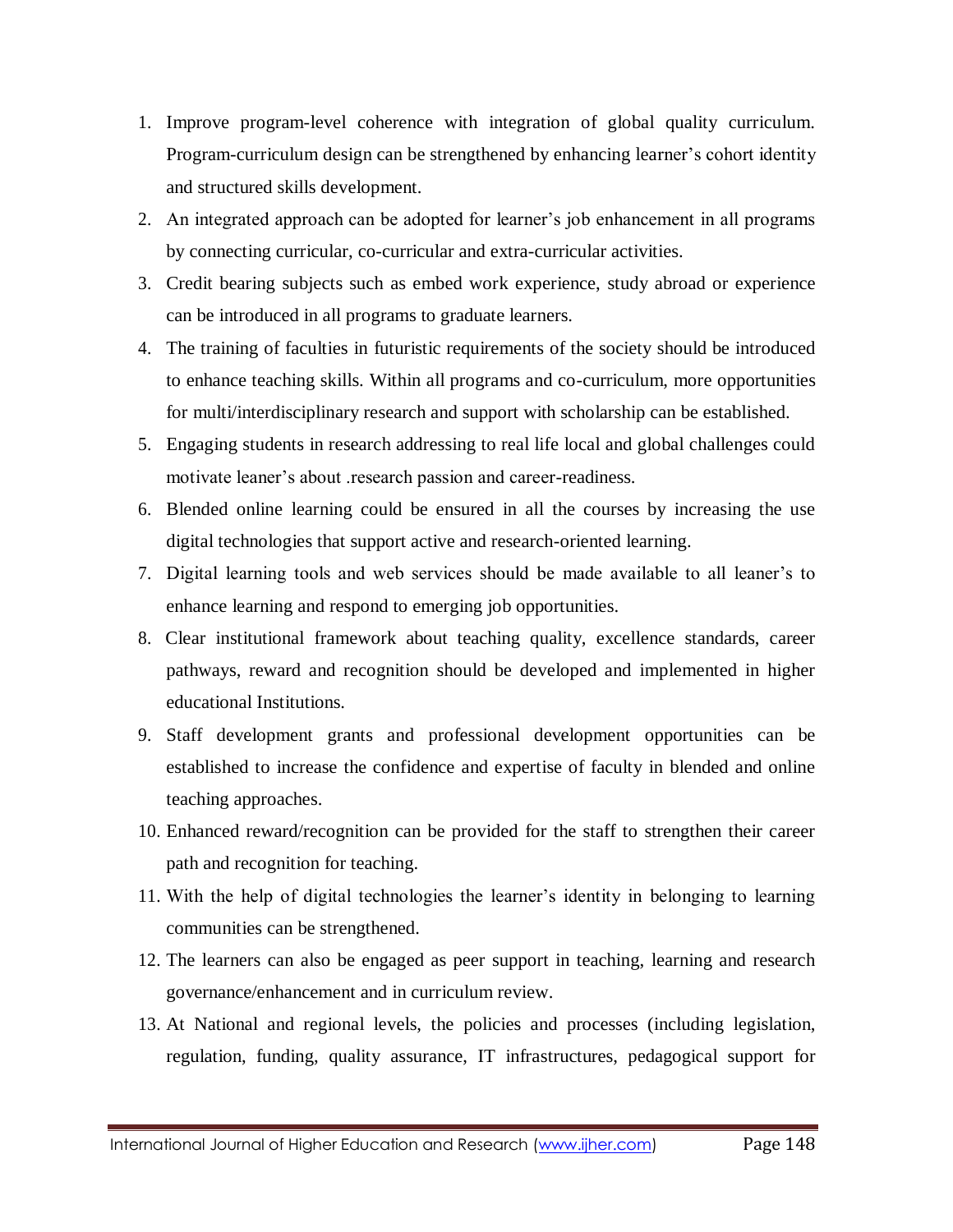1. Improve program-level coherence with integration of global quality curriculum. Program-curriculum design can be strengthened by enhancing learner's cohort identity and structured skills development.
2. An integrated approach can be adopted for learner's job enhancement in all programs by connecting curricular, co-curricular and extra-curricular activities.
3. Credit bearing subjects such as embed work experience, study abroad or experience can be introduced in all programs to graduate learners.
4. The training of faculties in futuristic requirements of the society should be introduced to enhance teaching skills. Within all programs and co-curriculum, more opportunities for multi/interdisciplinary research and support with scholarship can be established.
5. Engaging students in research addressing to real life local and global challenges could motivate leaner's about .research passion and career-readiness.
6. Blended online learning could be ensured in all the courses by increasing the use digital technologies that support active and research-oriented learning.
7. Digital learning tools and web services should be made available to all leaner's to enhance learning and respond to emerging job opportunities.
8. Clear institutional framework about teaching quality, excellence standards, career pathways, reward and recognition should be developed and implemented in higher educational Institutions.
9. Staff development grants and professional development opportunities can be established to increase the confidence and expertise of faculty in blended and online teaching approaches.
10. Enhanced reward/recognition can be provided for the staff to strengthen their career path and recognition for teaching.
11. With the help of digital technologies the learner's identity in belonging to learning communities can be strengthened.
12. The learners can also be engaged as peer support in teaching, learning and research governance/enhancement and in curriculum review.
13. At National and regional levels, the policies and processes (including legislation, regulation, funding, quality assurance, IT infrastructures, pedagogical support for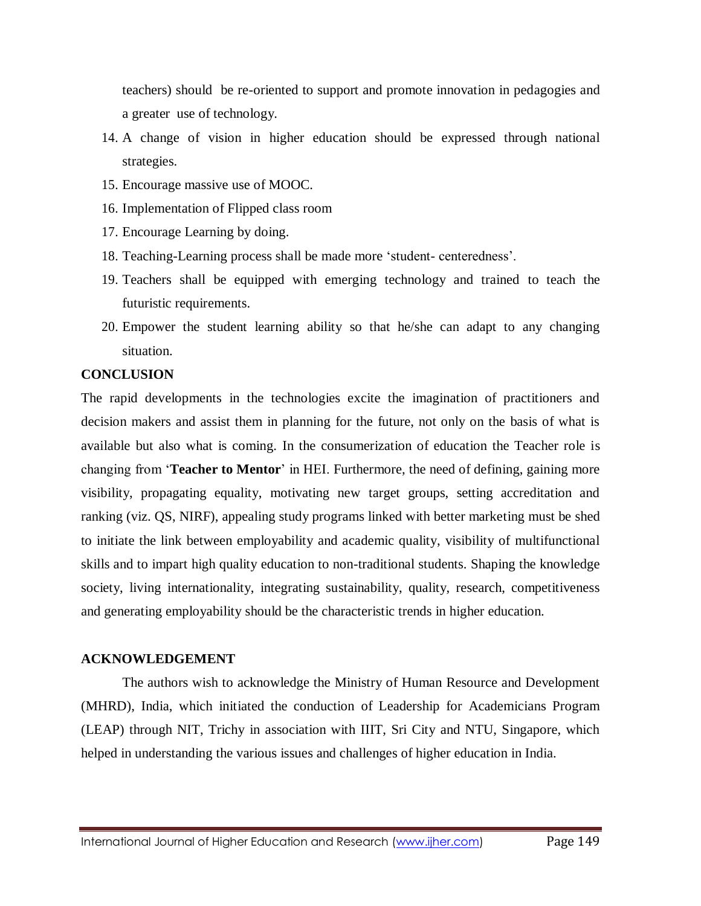teachers) should be re-oriented to support and promote innovation in pedagogies and a greater use of technology.

14. A change of vision in higher education should be expressed through national strategies.
15. Encourage massive use of MOOC.
16. Implementation of Flipped class room
17. Encourage Learning by doing.
18. Teaching-Learning process shall be made more 'student- centeredness'.
19. Teachers shall be equipped with emerging technology and trained to teach the futuristic requirements.
20. Empower the student learning ability so that he/she can adapt to any changing situation.

## CONCLUSION

The rapid developments in the technologies excite the imagination of practitioners and decision makers and assist them in planning for the future, not only on the basis of what is available but also what is coming. In the consumerization of education the Teacher role is changing from '**Teacher to Mentor**' in HEI. Furthermore, the need of defining, gaining more visibility, propagating equality, motivating new target groups, setting accreditation and ranking (viz. QS, NIRF), appealing study programs linked with better marketing must be shed to initiate the link between employability and academic quality, visibility of multifunctional skills and to impart high quality education to non-traditional students. Shaping the knowledge society, living internationality, integrating sustainability, quality, research, competitiveness and generating employability should be the characteristic trends in higher education.

## ACKNOWLEDGEMENT

The authors wish to acknowledge the Ministry of Human Resource and Development (MHRD), India, which initiated the conduction of Leadership for Academicians Program (LEAP) through NIT, Trichy in association with IIIT, Sri City and NTU, Singapore, which helped in understanding the various issues and challenges of higher education in India.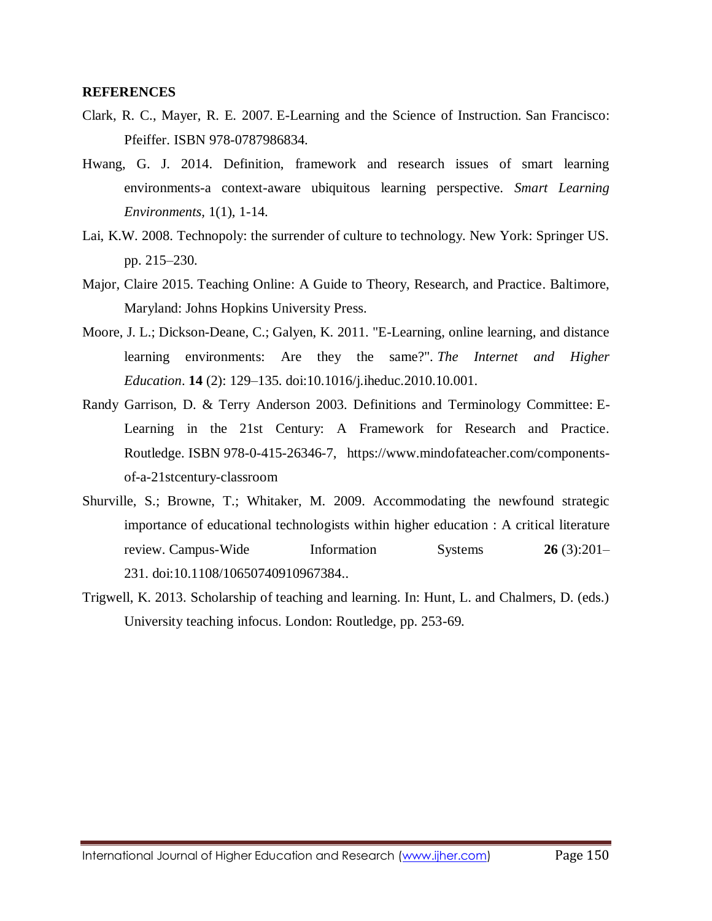**REFERENCES**

Clark, R. C., Mayer, R. E. 2007. E-Learning and the Science of Instruction. San Francisco: Pfeiffer. ISBN 978-0787986834.

Hwang, G. J. 2014. Definition, framework and research issues of smart learning environments-a context-aware ubiquitous learning perspective. *Smart Learning Environments,* 1(1), 1-14.

Lai, K.W. 2008. Technopoly: the surrender of culture to technology. New York: Springer US. pp. 215–230.

Major, Claire 2015. Teaching Online: A Guide to Theory, Research, and Practice. Baltimore, Maryland: Johns Hopkins University Press.

Moore, J. L.; Dickson-Deane, C.; Galyen, K. 2011. "E-Learning, online learning, and distance learning environments: Are they the same?". *The Internet and Higher Education*. **14** (2): 129–135. doi:10.1016/j.iheduc.2010.10.001.

Randy Garrison, D. & Terry Anderson 2003. Definitions and Terminology Committee: E-Learning in the 21st Century: A Framework for Research and Practice. Routledge. ISBN 978-0-415-26346-7, https://www.mindofateacher.com/components-of-a-21stcentury-classroom

Shurville, S.; Browne, T.; Whitaker, M. 2009. Accommodating the newfound strategic importance of educational technologists within higher education : A critical literature review. Campus-Wide Information Systems **26** (3):201–231. doi:10.1108/10650740910967384..

Trigwell, K. 2013. Scholarship of teaching and learning. In: Hunt, L. and Chalmers, D. (eds.) University teaching infocus. London: Routledge, pp. 253-69.